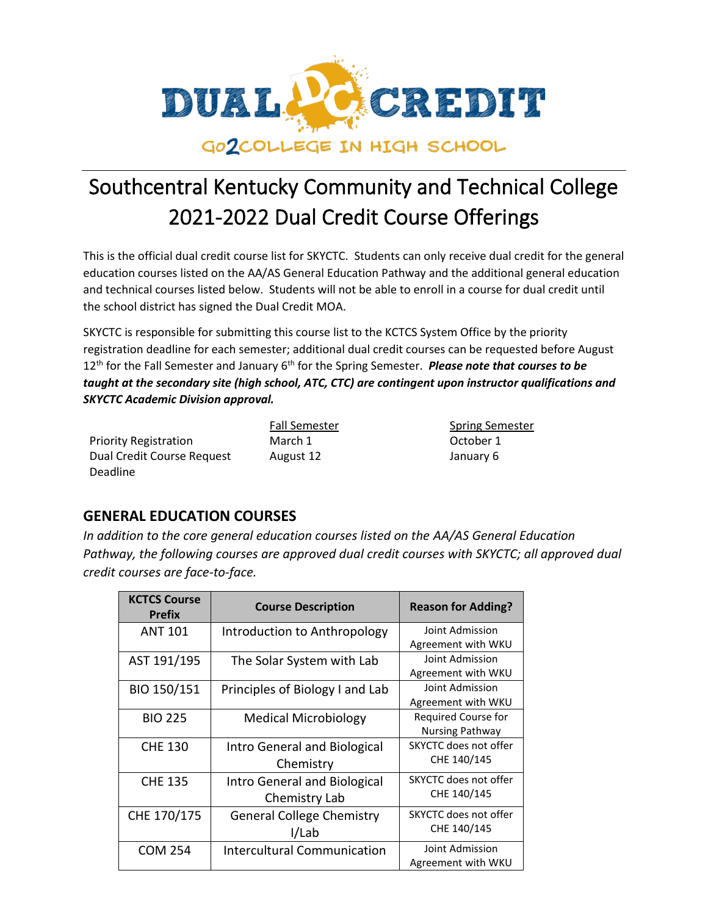DUAL DC CREDIT

GO2COLLEGE IN HIGH SCHOOL

# Southcentral Kentucky Community and Technical College 2021-2022 Dual Credit Course Offerings

This is the official dual credit course list for SKYCTC. Students can only receive dual credit for the general education courses listed on the AA/AS General Education Pathway and the additional general education and technical courses listed below. Students will not be able to enroll in a course for dual credit until the school district has signed the Dual Credit MOA.

SKYCTC is responsible for submitting this course list to the KCTCS System Office by the priority registration deadline for each semester; additional dual credit courses can be requested before August 12th for the Fall Semester and January 6th for the Spring Semester. ***Please note that courses to be taught at the secondary site (high school, ATC, CTC) are contingent upon instructor qualifications and SKYCTC Academic Division approval.***

| | Fall Semester | Spring Semester |
|---|---|---|
| Priority Registration | March 1 | October 1 |
| Dual Credit Course Request Deadline | August 12 | January 6 |

## GENERAL EDUCATION COURSES

*In addition to the core general education courses listed on the AA/AS General Education Pathway, the following courses are approved dual credit courses with SKYCTC; all approved dual credit courses are face-to-face.*

| KCTCS Course Prefix | Course Description | Reason for Adding? |
|---|---|---|
| ANT 101 | Introduction to Anthropology | Joint Admission Agreement with WKU |
| AST 191/195 | The Solar System with Lab | Joint Admission Agreement with WKU |
| BIO 150/151 | Principles of Biology I and Lab | Joint Admission Agreement with WKU |
| BIO 225 | Medical Microbiology | Required Course for Nursing Pathway |
| CHE 130 | Intro General and Biological Chemistry | SKYCTC does not offer CHE 140/145 |
| CHE 135 | Intro General and Biological Chemistry Lab | SKYCTC does not offer CHE 140/145 |
| CHE 170/175 | General College Chemistry I/Lab | SKYCTC does not offer CHE 140/145 |
| COM 254 | Intercultural Communication | Joint Admission Agreement with WKU |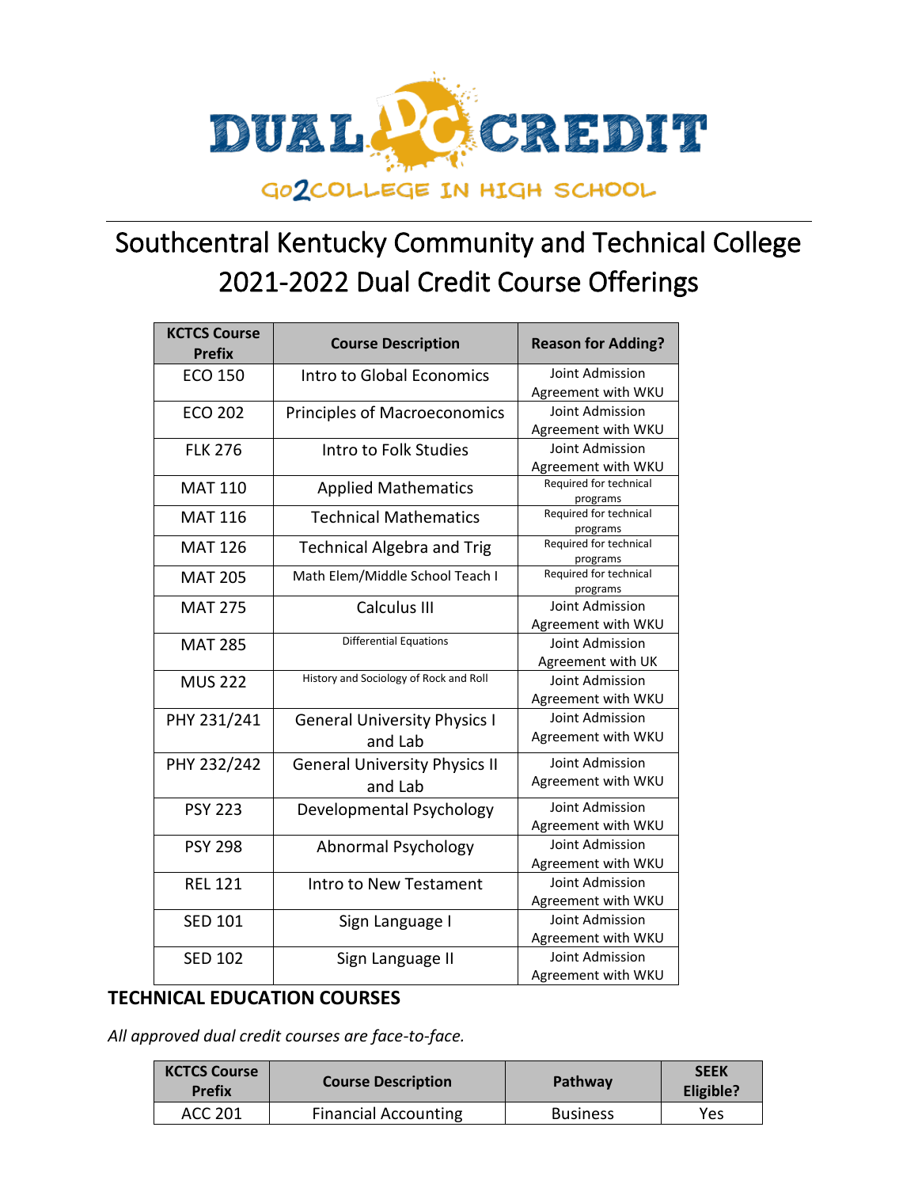# DUAL CREDIT

GO2COLLEGE IN HIGH SCHOOL

## Southcentral Kentucky Community and Technical College 2021-2022 Dual Credit Course Offerings

| KCTCS Course Prefix | Course Description | Reason for Adding? |
|---|---|---|
| ECO 150 | Intro to Global Economics | Joint Admission Agreement with WKU |
| ECO 202 | Principles of Macroeconomics | Joint Admission Agreement with WKU |
| FLK 276 | Intro to Folk Studies | Joint Admission Agreement with WKU |
| MAT 110 | Applied Mathematics | Required for technical programs |
| MAT 116 | Technical Mathematics | Required for technical programs |
| MAT 126 | Technical Algebra and Trig | Required for technical programs |
| MAT 205 | Math Elem/Middle School Teach I | Required for technical programs |
| MAT 275 | Calculus III | Joint Admission Agreement with WKU |
| MAT 285 | Differential Equations | Joint Admission Agreement with UK |
| MUS 222 | History and Sociology of Rock and Roll | Joint Admission Agreement with WKU |
| PHY 231/241 | General University Physics I and Lab | Joint Admission Agreement with WKU |
| PHY 232/242 | General University Physics II and Lab | Joint Admission Agreement with WKU |
| PSY 223 | Developmental Psychology | Joint Admission Agreement with WKU |
| PSY 298 | Abnormal Psychology | Joint Admission Agreement with WKU |
| REL 121 | Intro to New Testament | Joint Admission Agreement with WKU |
| SED 101 | Sign Language I | Joint Admission Agreement with WKU |
| SED 102 | Sign Language II | Joint Admission Agreement with WKU |

### TECHNICAL EDUCATION COURSES

*All approved dual credit courses are face-to-face.*

| KCTCS Course Prefix | Course Description | Pathway | SEEK Eligible? |
|---|---|---|---|
| ACC 201 | Financial Accounting | Business | Yes |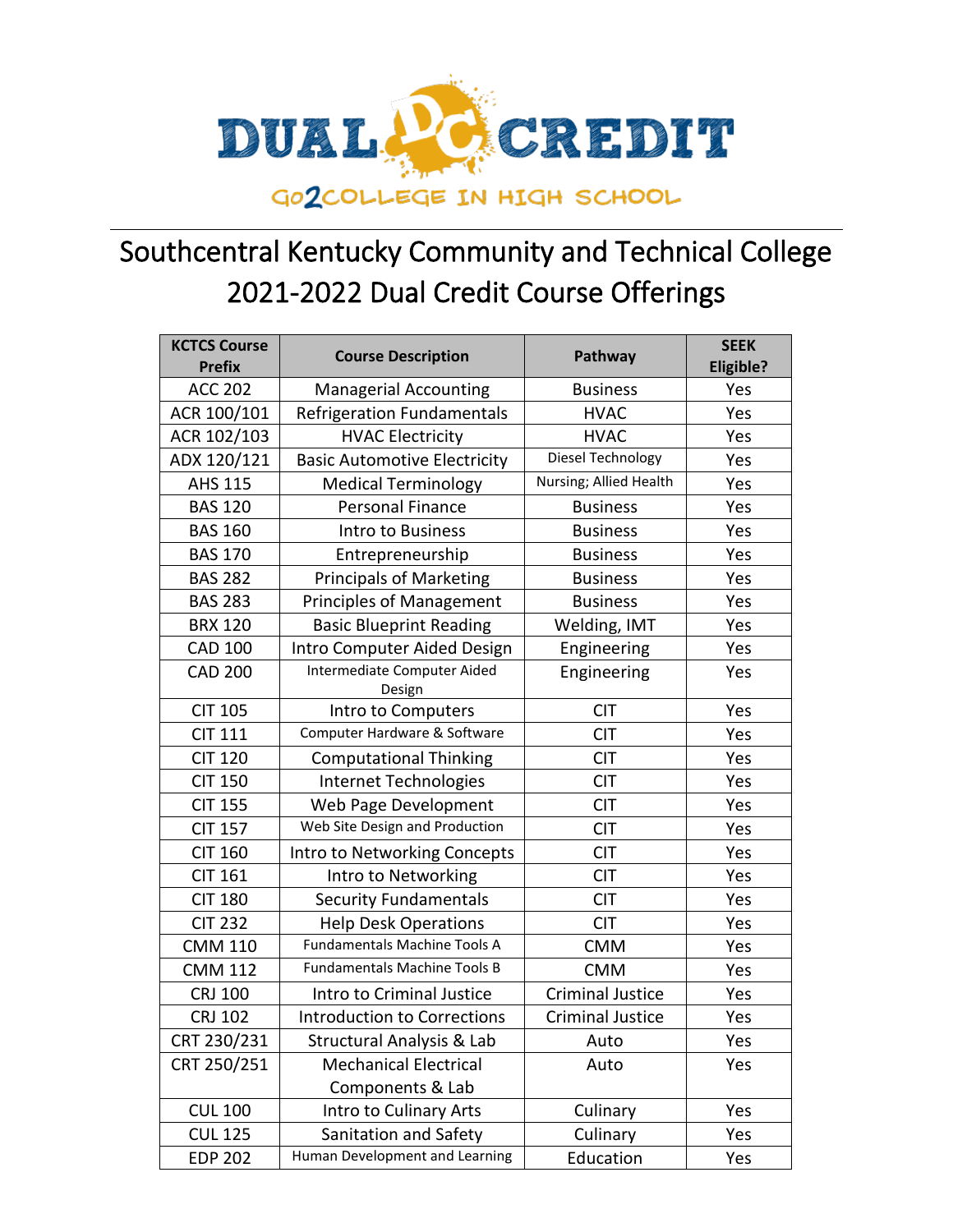# DUAL CREDIT

GO2COLLEGE IN HIGH SCHOOL

## Southcentral Kentucky Community and Technical College
## 2021-2022 Dual Credit Course Offerings

| KCTCS Course Prefix | Course Description | Pathway | SEEK Eligible? |
|---|---|---|---|
| ACC 202 | Managerial Accounting | Business | Yes |
| ACR 100/101 | Refrigeration Fundamentals | HVAC | Yes |
| ACR 102/103 | HVAC Electricity | HVAC | Yes |
| ADX 120/121 | Basic Automotive Electricity | Diesel Technology | Yes |
| AHS 115 | Medical Terminology | Nursing; Allied Health | Yes |
| BAS 120 | Personal Finance | Business | Yes |
| BAS 160 | Intro to Business | Business | Yes |
| BAS 170 | Entrepreneurship | Business | Yes |
| BAS 282 | Principals of Marketing | Business | Yes |
| BAS 283 | Principles of Management | Business | Yes |
| BRX 120 | Basic Blueprint Reading | Welding, IMT | Yes |
| CAD 100 | Intro Computer Aided Design | Engineering | Yes |
| CAD 200 | Intermediate Computer Aided Design | Engineering | Yes |
| CIT 105 | Intro to Computers | CIT | Yes |
| CIT 111 | Computer Hardware & Software | CIT | Yes |
| CIT 120 | Computational Thinking | CIT | Yes |
| CIT 150 | Internet Technologies | CIT | Yes |
| CIT 155 | Web Page Development | CIT | Yes |
| CIT 157 | Web Site Design and Production | CIT | Yes |
| CIT 160 | Intro to Networking Concepts | CIT | Yes |
| CIT 161 | Intro to Networking | CIT | Yes |
| CIT 180 | Security Fundamentals | CIT | Yes |
| CIT 232 | Help Desk Operations | CIT | Yes |
| CMM 110 | Fundamentals Machine Tools A | CMM | Yes |
| CMM 112 | Fundamentals Machine Tools B | CMM | Yes |
| CRJ 100 | Intro to Criminal Justice | Criminal Justice | Yes |
| CRJ 102 | Introduction to Corrections | Criminal Justice | Yes |
| CRT 230/231 | Structural Analysis & Lab | Auto | Yes |
| CRT 250/251 | Mechanical Electrical Components & Lab | Auto | Yes |
| CUL 100 | Intro to Culinary Arts | Culinary | Yes |
| CUL 125 | Sanitation and Safety | Culinary | Yes |
| EDP 202 | Human Development and Learning | Education | Yes |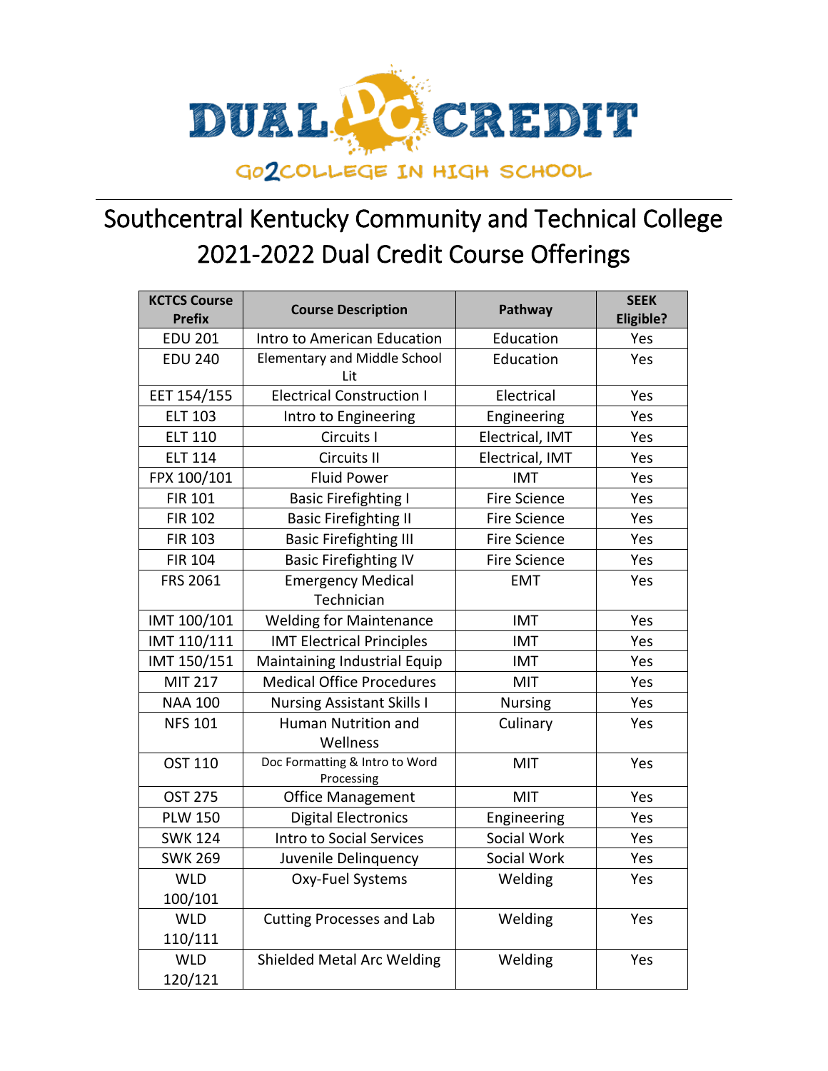DUAL CREDIT

GO2COLLEGE IN HIGH SCHOOL

# Southcentral Kentucky Community and Technical College 2021-2022 Dual Credit Course Offerings

| KCTCS Course Prefix | Course Description | Pathway | SEEK Eligible? |
|---|---|---|---|
| EDU 201 | Intro to American Education | Education | Yes |
| EDU 240 | Elementary and Middle School Lit | Education | Yes |
| EET 154/155 | Electrical Construction I | Electrical | Yes |
| ELT 103 | Intro to Engineering | Engineering | Yes |
| ELT 110 | Circuits I | Electrical, IMT | Yes |
| ELT 114 | Circuits II | Electrical, IMT | Yes |
| FPX 100/101 | Fluid Power | IMT | Yes |
| FIR 101 | Basic Firefighting I | Fire Science | Yes |
| FIR 102 | Basic Firefighting II | Fire Science | Yes |
| FIR 103 | Basic Firefighting III | Fire Science | Yes |
| FIR 104 | Basic Firefighting IV | Fire Science | Yes |
| FRS 2061 | Emergency Medical Technician | EMT | Yes |
| IMT 100/101 | Welding for Maintenance | IMT | Yes |
| IMT 110/111 | IMT Electrical Principles | IMT | Yes |
| IMT 150/151 | Maintaining Industrial Equip | IMT | Yes |
| MIT 217 | Medical Office Procedures | MIT | Yes |
| NAA 100 | Nursing Assistant Skills I | Nursing | Yes |
| NFS 101 | Human Nutrition and Wellness | Culinary | Yes |
| OST 110 | Doc Formatting & Intro to Word Processing | MIT | Yes |
| OST 275 | Office Management | MIT | Yes |
| PLW 150 | Digital Electronics | Engineering | Yes |
| SWK 124 | Intro to Social Services | Social Work | Yes |
| SWK 269 | Juvenile Delinquency | Social Work | Yes |
| WLD 100/101 | Oxy-Fuel Systems | Welding | Yes |
| WLD 110/111 | Cutting Processes and Lab | Welding | Yes |
| WLD 120/121 | Shielded Metal Arc Welding | Welding | Yes |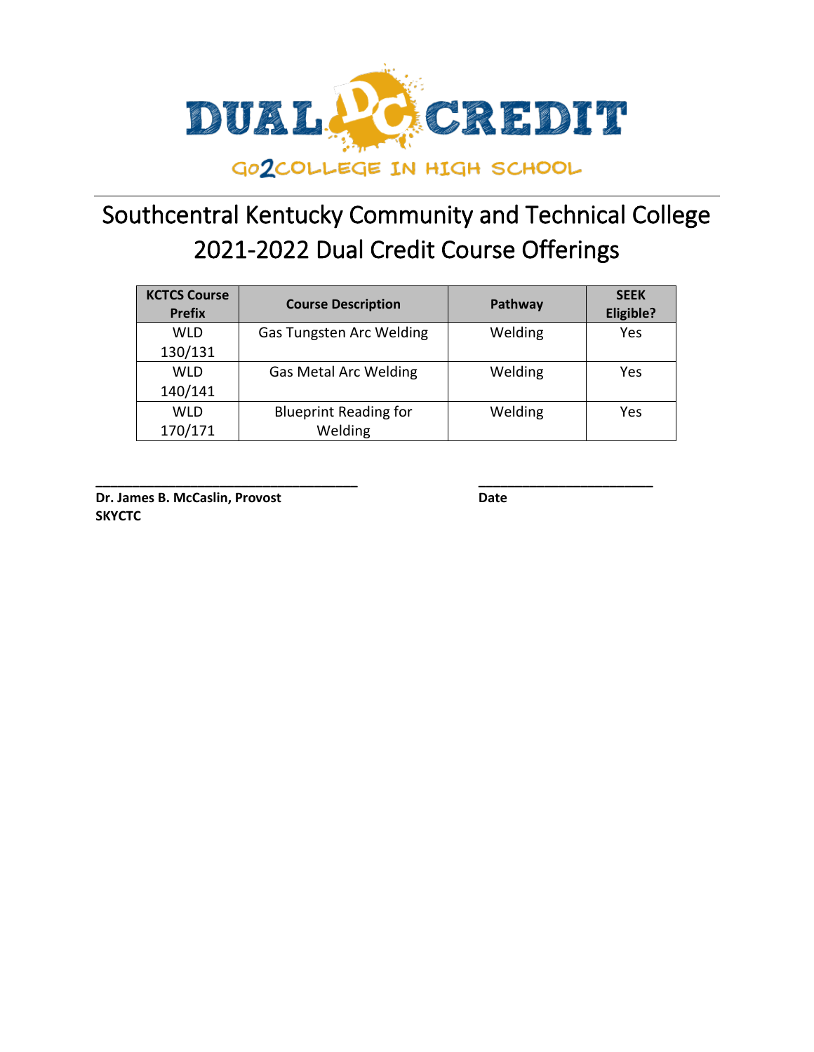DUAL DC CREDIT

GO2COLLEGE IN HIGH SCHOOL

# Southcentral Kentucky Community and Technical College 2021-2022 Dual Credit Course Offerings

| KCTCS Course Prefix | Course Description | Pathway | SEEK Eligible? |
|---|---|---|---|
| WLD 130/131 | Gas Tungsten Arc Welding | Welding | Yes |
| WLD 140/141 | Gas Metal Arc Welding | Welding | Yes |
| WLD 170/171 | Blueprint Reading for Welding | Welding | Yes |

\_\_\_\_\_\_\_\_\_\_\_\_\_\_\_\_\_\_\_\_\_\_\_\_\_\_\_\_\_\_\_\_\_\_\_\_\_\_ \_\_\_\_\_\_\_\_\_\_\_\_\_\_\_\_\_\_\_\_\_\_\_\_\_\_

**Dr. James B. McCaslin, Provost** **Date**

**SKYCTC**